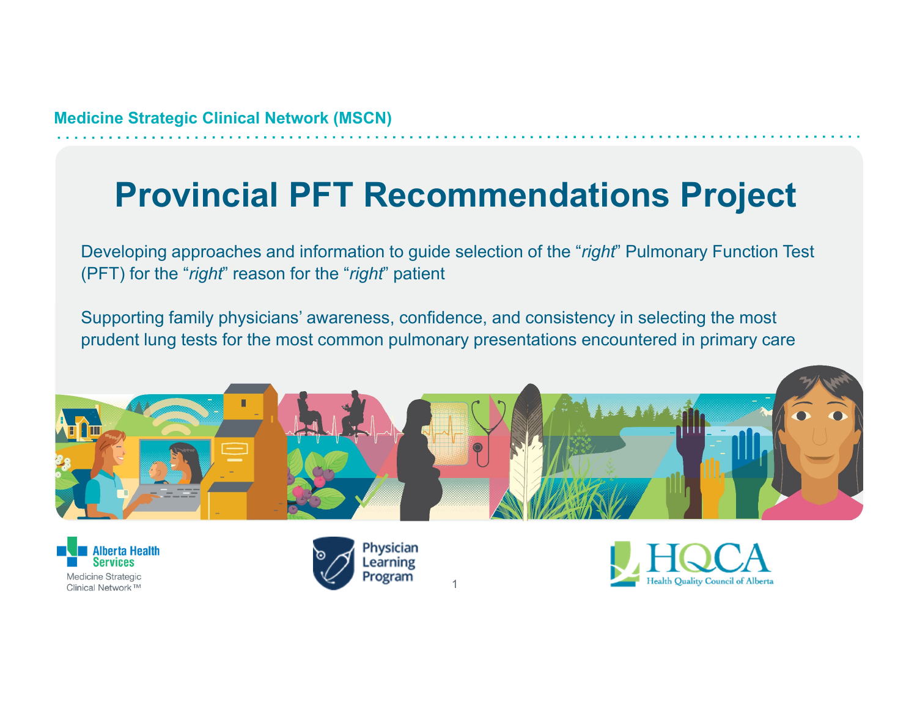Medicine Strategic Clinical Network (MSCN)

# Provincial PFT Recommendations Project

Developing approaches and information to guide selection of the "*right*" Pulmonary Function Test (PFT) for the "*right*" reason for the "*right*" patient

Supporting family physicians' awareness, confidence, and consistency in selecting the most prudent lung tests for the most common pulmonary presentations encountered in primary care

Alberta Health Services
Medicine Strategic Clinical Network™

Physician Learning Program

HQCA Health Quality Council of Alberta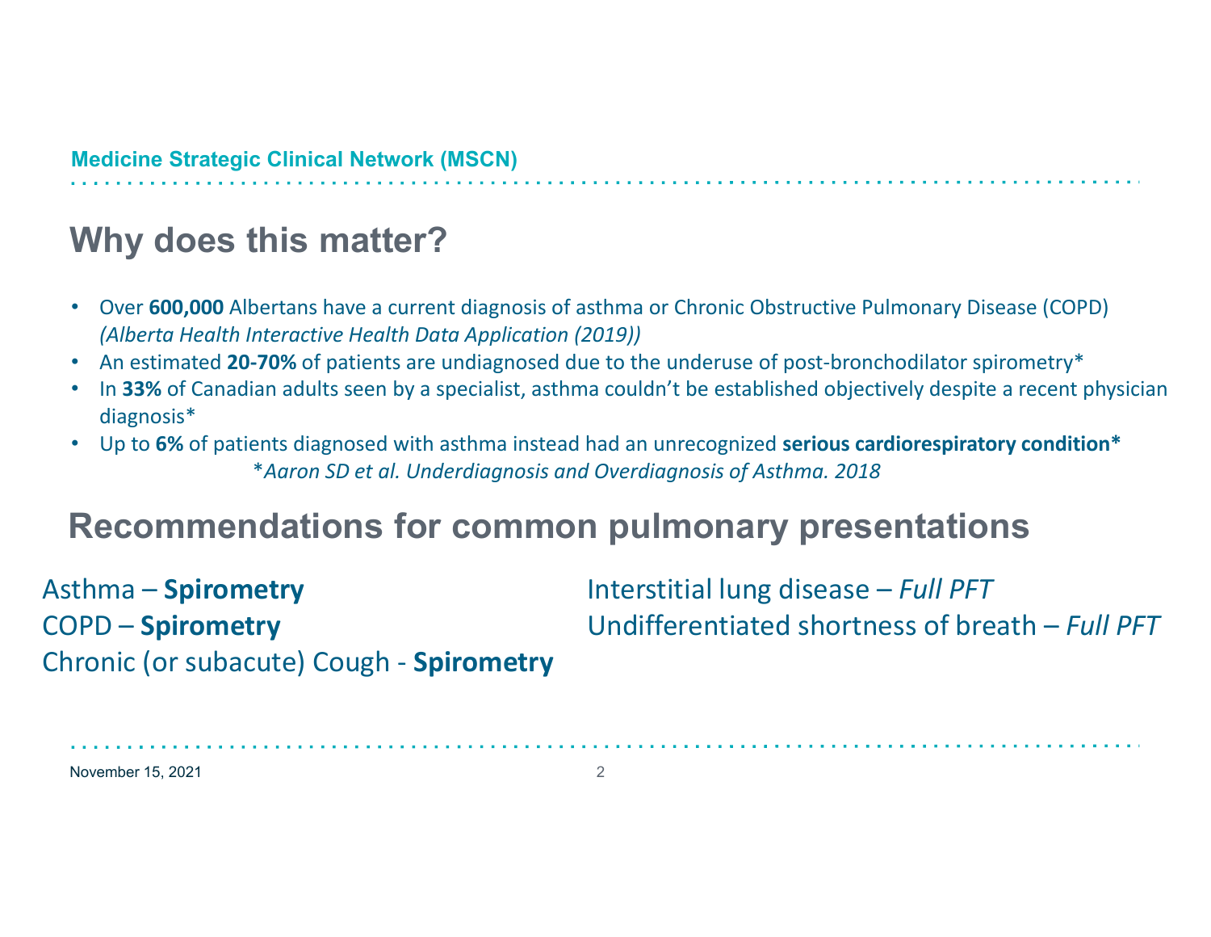Medicine Strategic Clinical Network (MSCN)

# Why does this matter?

- Over **600,000** Albertans have a current diagnosis of asthma or Chronic Obstructive Pulmonary Disease (COPD) *(Alberta Health Interactive Health Data Application (2019))*
- An estimated **20-70%** of patients are undiagnosed due to the underuse of post-bronchodilator spirometry*
- In **33%** of Canadian adults seen by a specialist, asthma couldn't be established objectively despite a recent physician diagnosis*
- Up to **6%** of patients diagnosed with asthma instead had an unrecognized **serious cardiorespiratory condition***

*\*Aaron SD et al. Underdiagnosis and Overdiagnosis of Asthma. 2018*

# Recommendations for common pulmonary presentations

Asthma – **Spirometry**

COPD – **Spirometry**

Chronic (or subacute) Cough - **Spirometry**

Interstitial lung disease – *Full PFT*

Undifferentiated shortness of breath – *Full PFT*

November 15, 2021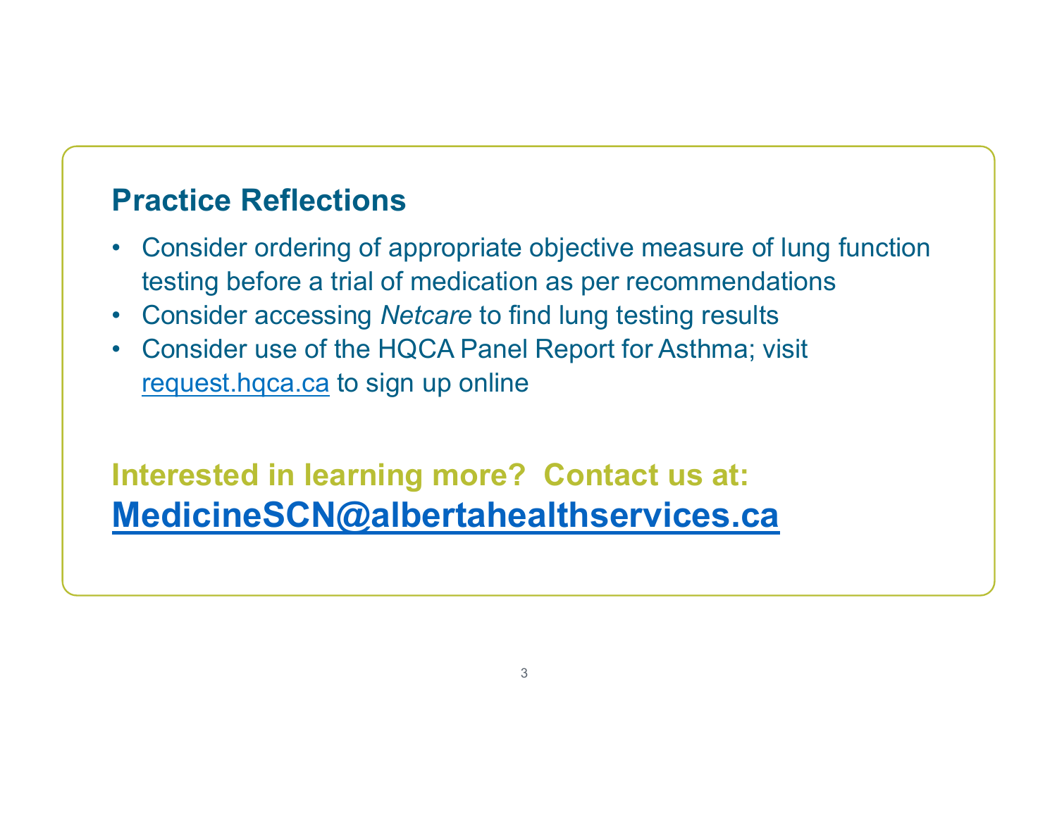## Practice Reflections

- Consider ordering of appropriate objective measure of lung function testing before a trial of medication as per recommendations
- Consider accessing *Netcare* to find lung testing results
- Consider use of the HQCA Panel Report for Asthma; visit [request.hqca.ca](http://request.hqca.ca) to sign up online

**Interested in learning more? Contact us at:**
**[MedicineSCN@albertahealthservices.ca](mailto:MedicineSCN@albertahealthservices.ca)**